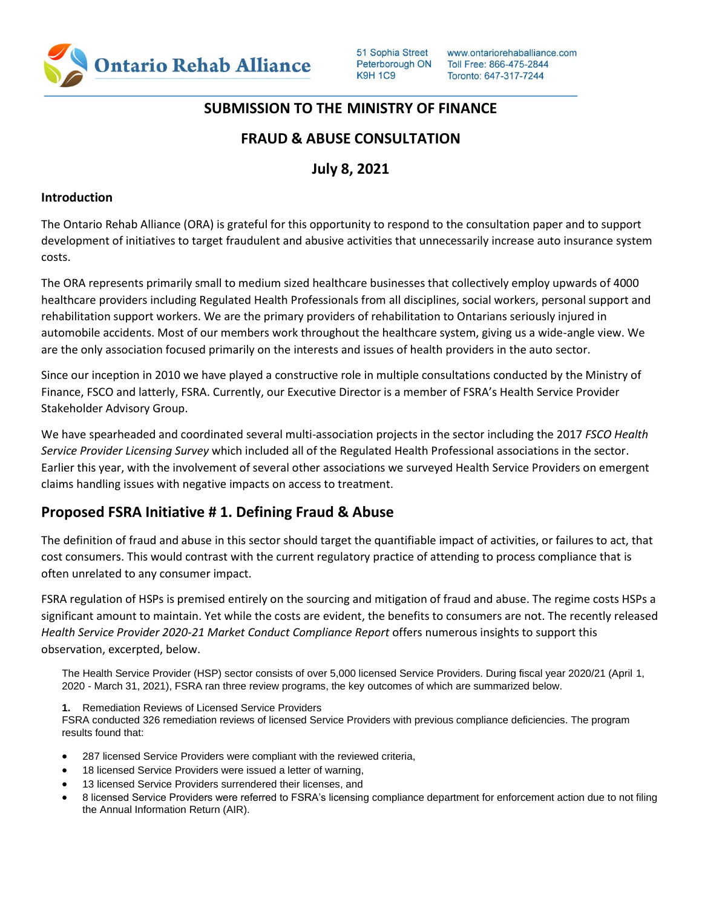Ontario Rehab Alliance

51 Sophia Street
Peterborough ON
K9H 1C9

www.ontariorehaballiance.com
Toll Free: 866-475-2844
Toronto: 647-317-7244

## SUBMISSION TO THE MINISTRY OF FINANCE

## FRAUD & ABUSE CONSULTATION

## July 8, 2021

### Introduction

The Ontario Rehab Alliance (ORA) is grateful for this opportunity to respond to the consultation paper and to support development of initiatives to target fraudulent and abusive activities that unnecessarily increase auto insurance system costs.

The ORA represents primarily small to medium sized healthcare businesses that collectively employ upwards of 4000 healthcare providers including Regulated Health Professionals from all disciplines, social workers, personal support and rehabilitation support workers. We are the primary providers of rehabilitation to Ontarians seriously injured in automobile accidents. Most of our members work throughout the healthcare system, giving us a wide-angle view. We are the only association focused primarily on the interests and issues of health providers in the auto sector.

Since our inception in 2010 we have played a constructive role in multiple consultations conducted by the Ministry of Finance, FSCO and latterly, FSRA. Currently, our Executive Director is a member of FSRA's Health Service Provider Stakeholder Advisory Group.

We have spearheaded and coordinated several multi-association projects in the sector including the 2017 *FSCO Health Service Provider Licensing Survey* which included all of the Regulated Health Professional associations in the sector. Earlier this year, with the involvement of several other associations we surveyed Health Service Providers on emergent claims handling issues with negative impacts on access to treatment.

## Proposed FSRA Initiative # 1. Defining Fraud & Abuse

The definition of fraud and abuse in this sector should target the quantifiable impact of activities, or failures to act, that cost consumers. This would contrast with the current regulatory practice of attending to process compliance that is often unrelated to any consumer impact.

FSRA regulation of HSPs is premised entirely on the sourcing and mitigation of fraud and abuse. The regime costs HSPs a significant amount to maintain. Yet while the costs are evident, the benefits to consumers are not. The recently released *Health Service Provider 2020-21 Market Conduct Compliance Report* offers numerous insights to support this observation, excerpted, below.

> The Health Service Provider (HSP) sector consists of over 5,000 licensed Service Providers. During fiscal year 2020/21 (April 1, 2020 - March 31, 2021), FSRA ran three review programs, the key outcomes of which are summarized below.
>
> **1.** Remediation Reviews of Licensed Service Providers
> FSRA conducted 326 remediation reviews of licensed Service Providers with previous compliance deficiencies. The program results found that:
>
> - 287 licensed Service Providers were compliant with the reviewed criteria,
> - 18 licensed Service Providers were issued a letter of warning,
> - 13 licensed Service Providers surrendered their licenses, and
> - 8 licensed Service Providers were referred to FSRA's licensing compliance department for enforcement action due to not filing the Annual Information Return (AIR).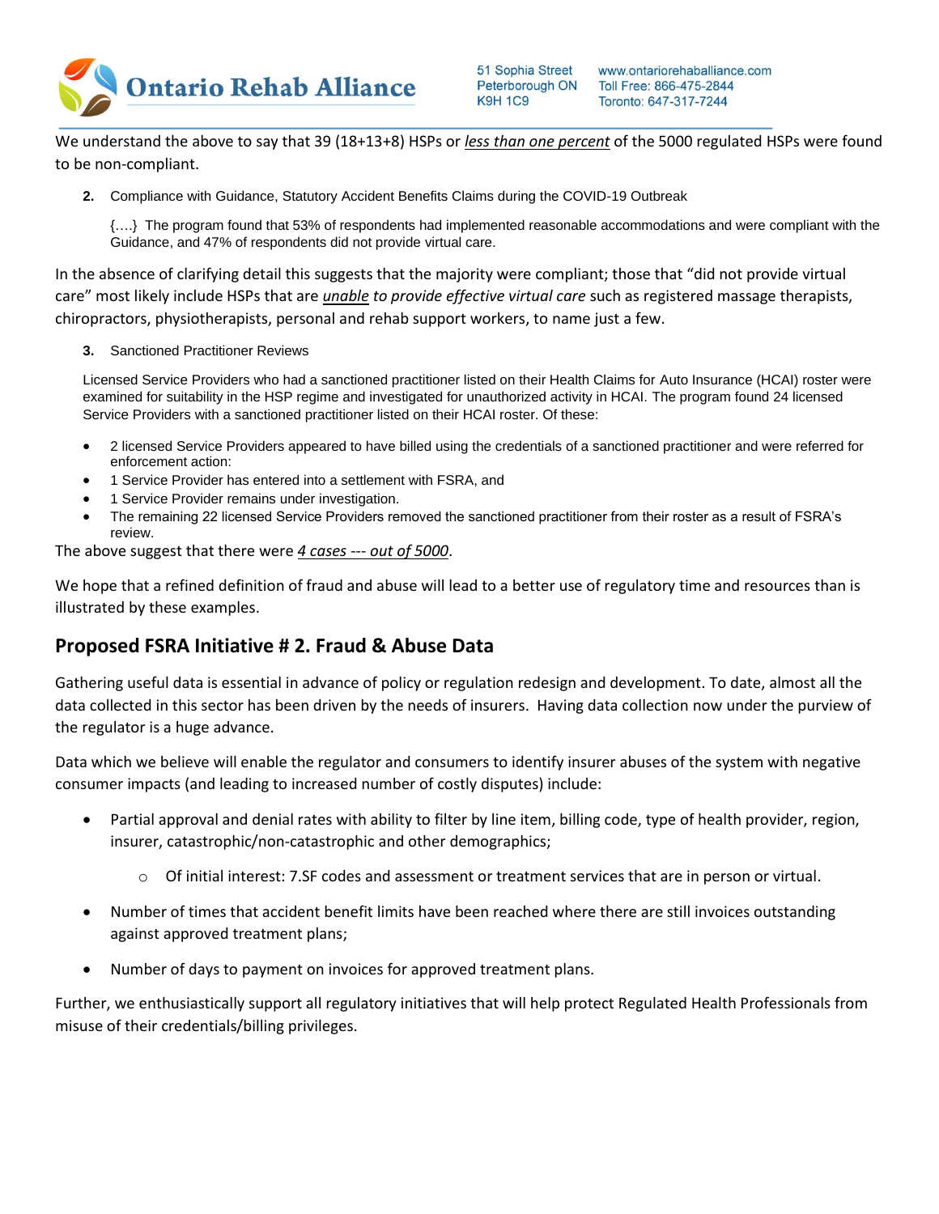We understand the above to say that 39 (18+13+8) HSPs or *less than one percent* of the 5000 regulated HSPs were found to be non-compliant.

2. Compliance with Guidance, Statutory Accident Benefits Claims during the COVID-19 Outbreak

   {….} The program found that 53% of respondents had implemented reasonable accommodations and were compliant with the Guidance, and 47% of respondents did not provide virtual care.

In the absence of clarifying detail this suggests that the majority were compliant; those that "did not provide virtual care" most likely include HSPs that are *unable to provide effective virtual care* such as registered massage therapists, chiropractors, physiotherapists, personal and rehab support workers, to name just a few.

3. Sanctioned Practitioner Reviews

Licensed Service Providers who had a sanctioned practitioner listed on their Health Claims for Auto Insurance (HCAI) roster were examined for suitability in the HSP regime and investigated for unauthorized activity in HCAI. The program found 24 licensed Service Providers with a sanctioned practitioner listed on their HCAI roster. Of these:

- 2 licensed Service Providers appeared to have billed using the credentials of a sanctioned practitioner and were referred for enforcement action:
- 1 Service Provider has entered into a settlement with FSRA, and
- 1 Service Provider remains under investigation.
- The remaining 22 licensed Service Providers removed the sanctioned practitioner from their roster as a result of FSRA's review.

The above suggest that there were *4 cases --- out of 5000*.

We hope that a refined definition of fraud and abuse will lead to a better use of regulatory time and resources than is illustrated by these examples.

## Proposed FSRA Initiative # 2. Fraud & Abuse Data

Gathering useful data is essential in advance of policy or regulation redesign and development. To date, almost all the data collected in this sector has been driven by the needs of insurers. Having data collection now under the purview of the regulator is a huge advance.

Data which we believe will enable the regulator and consumers to identify insurer abuses of the system with negative consumer impacts (and leading to increased number of costly disputes) include:

- Partial approval and denial rates with ability to filter by line item, billing code, type of health provider, region, insurer, catastrophic/non-catastrophic and other demographics;
  - Of initial interest: 7.SF codes and assessment or treatment services that are in person or virtual.
- Number of times that accident benefit limits have been reached where there are still invoices outstanding against approved treatment plans;
- Number of days to payment on invoices for approved treatment plans.

Further, we enthusiastically support all regulatory initiatives that will help protect Regulated Health Professionals from misuse of their credentials/billing privileges.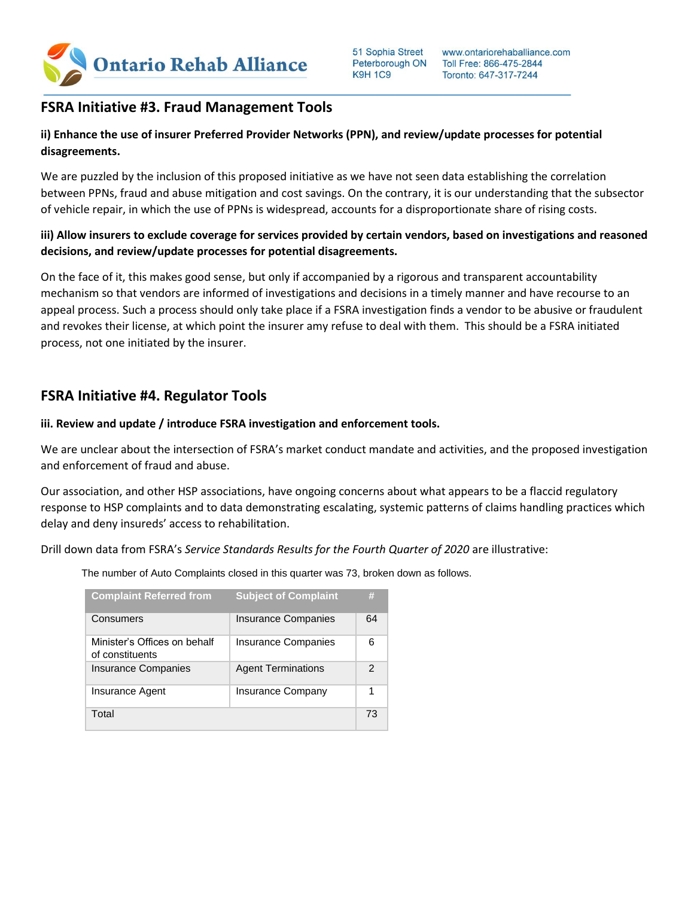## FSRA Initiative #3. Fraud Management Tools

**ii) Enhance the use of insurer Preferred Provider Networks (PPN), and review/update processes for potential disagreements.**

We are puzzled by the inclusion of this proposed initiative as we have not seen data establishing the correlation between PPNs, fraud and abuse mitigation and cost savings. On the contrary, it is our understanding that the subsector of vehicle repair, in which the use of PPNs is widespread, accounts for a disproportionate share of rising costs.

**iii) Allow insurers to exclude coverage for services provided by certain vendors, based on investigations and reasoned decisions, and review/update processes for potential disagreements.**

On the face of it, this makes good sense, but only if accompanied by a rigorous and transparent accountability mechanism so that vendors are informed of investigations and decisions in a timely manner and have recourse to an appeal process. Such a process should only take place if a FSRA investigation finds a vendor to be abusive or fraudulent and revokes their license, at which point the insurer amy refuse to deal with them. This should be a FSRA initiated process, not one initiated by the insurer.

## FSRA Initiative #4. Regulator Tools

**iii. Review and update / introduce FSRA investigation and enforcement tools.**

We are unclear about the intersection of FSRA's market conduct mandate and activities, and the proposed investigation and enforcement of fraud and abuse.

Our association, and other HSP associations, have ongoing concerns about what appears to be a flaccid regulatory response to HSP complaints and to data demonstrating escalating, systemic patterns of claims handling practices which delay and deny insureds' access to rehabilitation.

Drill down data from FSRA's *Service Standards Results for the Fourth Quarter of 2020* are illustrative:

The number of Auto Complaints closed in this quarter was 73, broken down as follows.

| Complaint Referred from | Subject of Complaint | # |
|---|---|---|
| Consumers | Insurance Companies | 64 |
| Minister's Offices on behalf of constituents | Insurance Companies | 6 |
| Insurance Companies | Agent Terminations | 2 |
| Insurance Agent | Insurance Company | 1 |
| Total | | 73 |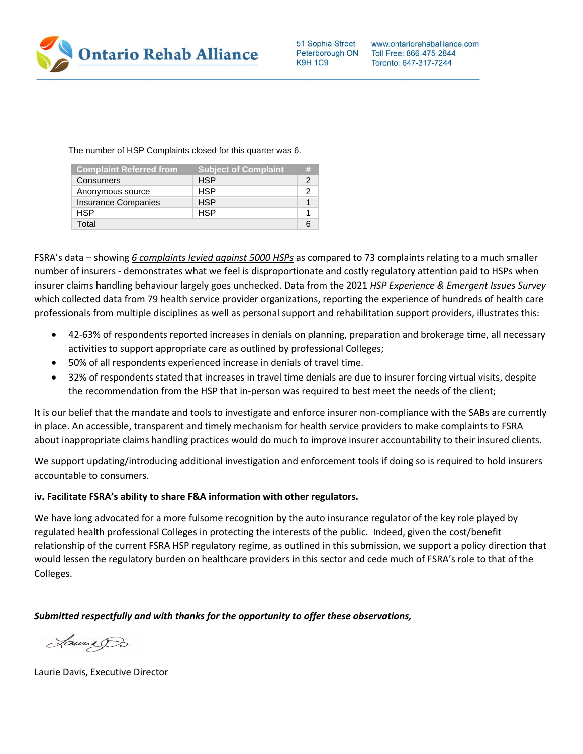The number of HSP Complaints closed for this quarter was 6.

| Complaint Referred from | Subject of Complaint | # |
|---|---|---|
| Consumers | HSP | 2 |
| Anonymous source | HSP | 2 |
| Insurance Companies | HSP | 1 |
| HSP | HSP | 1 |
| Total | | 6 |

FSRA's data – showing *6 complaints levied against 5000 HSPs* as compared to 73 complaints relating to a much smaller number of insurers - demonstrates what we feel is disproportionate and costly regulatory attention paid to HSPs when insurer claims handling behaviour largely goes unchecked. Data from the 2021 *HSP Experience & Emergent Issues Survey* which collected data from 79 health service provider organizations, reporting the experience of hundreds of health care professionals from multiple disciplines as well as personal support and rehabilitation support providers, illustrates this:

- 42-63% of respondents reported increases in denials on planning, preparation and brokerage time, all necessary activities to support appropriate care as outlined by professional Colleges;
- 50% of all respondents experienced increase in denials of travel time.
- 32% of respondents stated that increases in travel time denials are due to insurer forcing virtual visits, despite the recommendation from the HSP that in-person was required to best meet the needs of the client;

It is our belief that the mandate and tools to investigate and enforce insurer non-compliance with the SABs are currently in place. An accessible, transparent and timely mechanism for health service providers to make complaints to FSRA about inappropriate claims handling practices would do much to improve insurer accountability to their insured clients.

We support updating/introducing additional investigation and enforcement tools if doing so is required to hold insurers accountable to consumers.

**iv. Facilitate FSRA's ability to share F&A information with other regulators.**

We have long advocated for a more fulsome recognition by the auto insurance regulator of the key role played by regulated health professional Colleges in protecting the interests of the public. Indeed, given the cost/benefit relationship of the current FSRA HSP regulatory regime, as outlined in this submission, we support a policy direction that would lessen the regulatory burden on healthcare providers in this sector and cede much of FSRA's role to that of the Colleges.

***Submitted respectfully and with thanks for the opportunity to offer these observations,***

Laurie Davis, Executive Director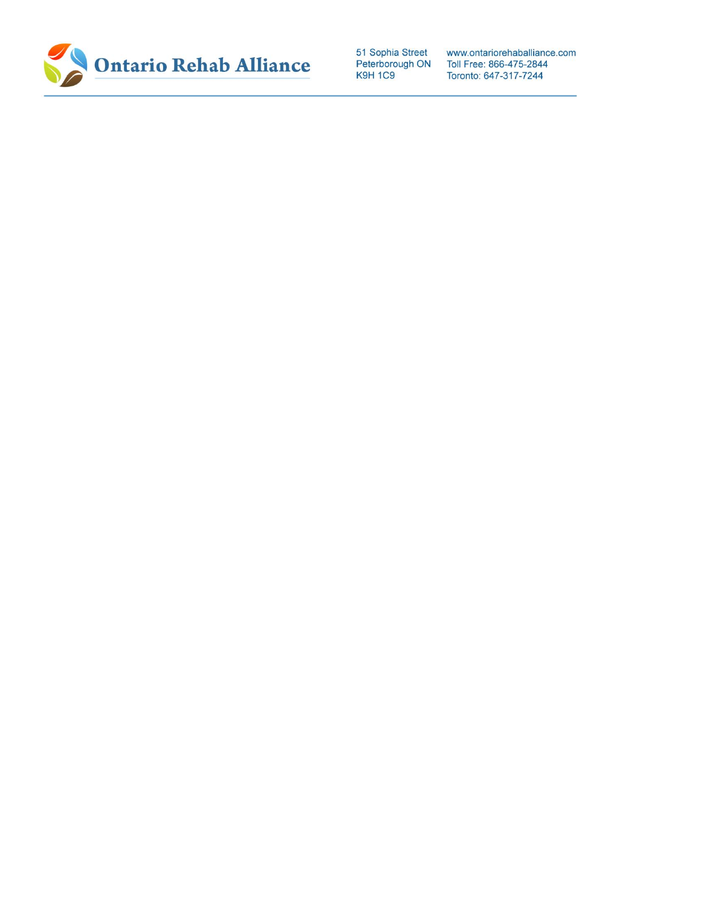# Ontario Rehab Alliance

51 Sophia Street
Peterborough ON
K9H 1C9

www.ontariorehaballiance.com
Toll Free: 866-475-2844
Toronto: 647-317-7244